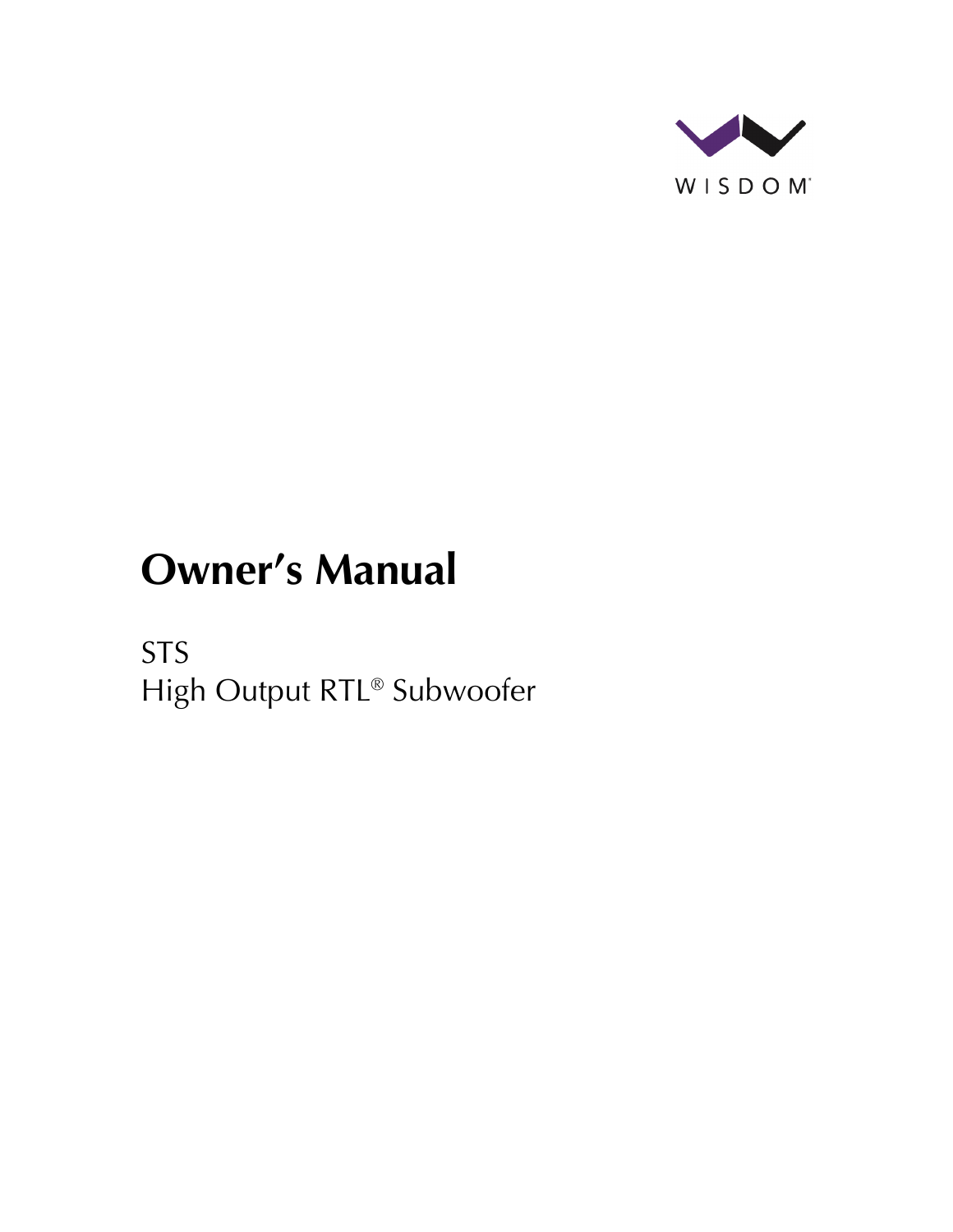WISDOM®

# Owner's Manual

STS

High Output RTL® Subwoofer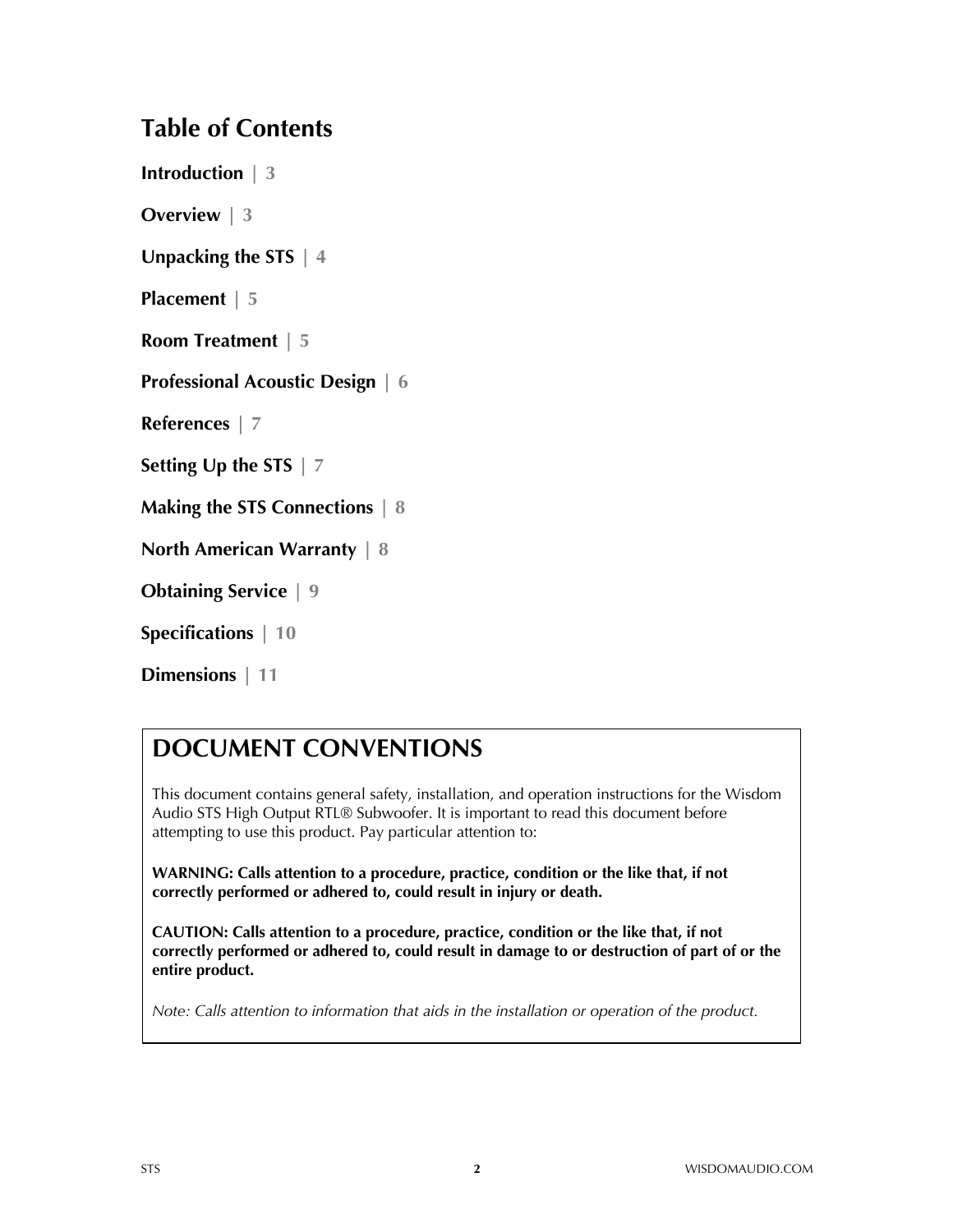# Table of Contents

**Introduction** | 3

**Overview** | 3

**Unpacking the STS** | 4

**Placement** | 5

**Room Treatment** | 5

**Professional Acoustic Design** | 6

**References** | 7

**Setting Up the STS** | 7

**Making the STS Connections** | 8

**North American Warranty** | 8

**Obtaining Service** | 9

**Specifications** | 10

**Dimensions** | 11

## DOCUMENT CONVENTIONS

This document contains general safety, installation, and operation instructions for the Wisdom Audio STS High Output RTL® Subwoofer. It is important to read this document before attempting to use this product. Pay particular attention to:

**WARNING: Calls attention to a procedure, practice, condition or the like that, if not correctly performed or adhered to, could result in injury or death.**

**CAUTION: Calls attention to a procedure, practice, condition or the like that, if not correctly performed or adhered to, could result in damage to or destruction of part of or the entire product.**

*Note: Calls attention to information that aids in the installation or operation of the product.*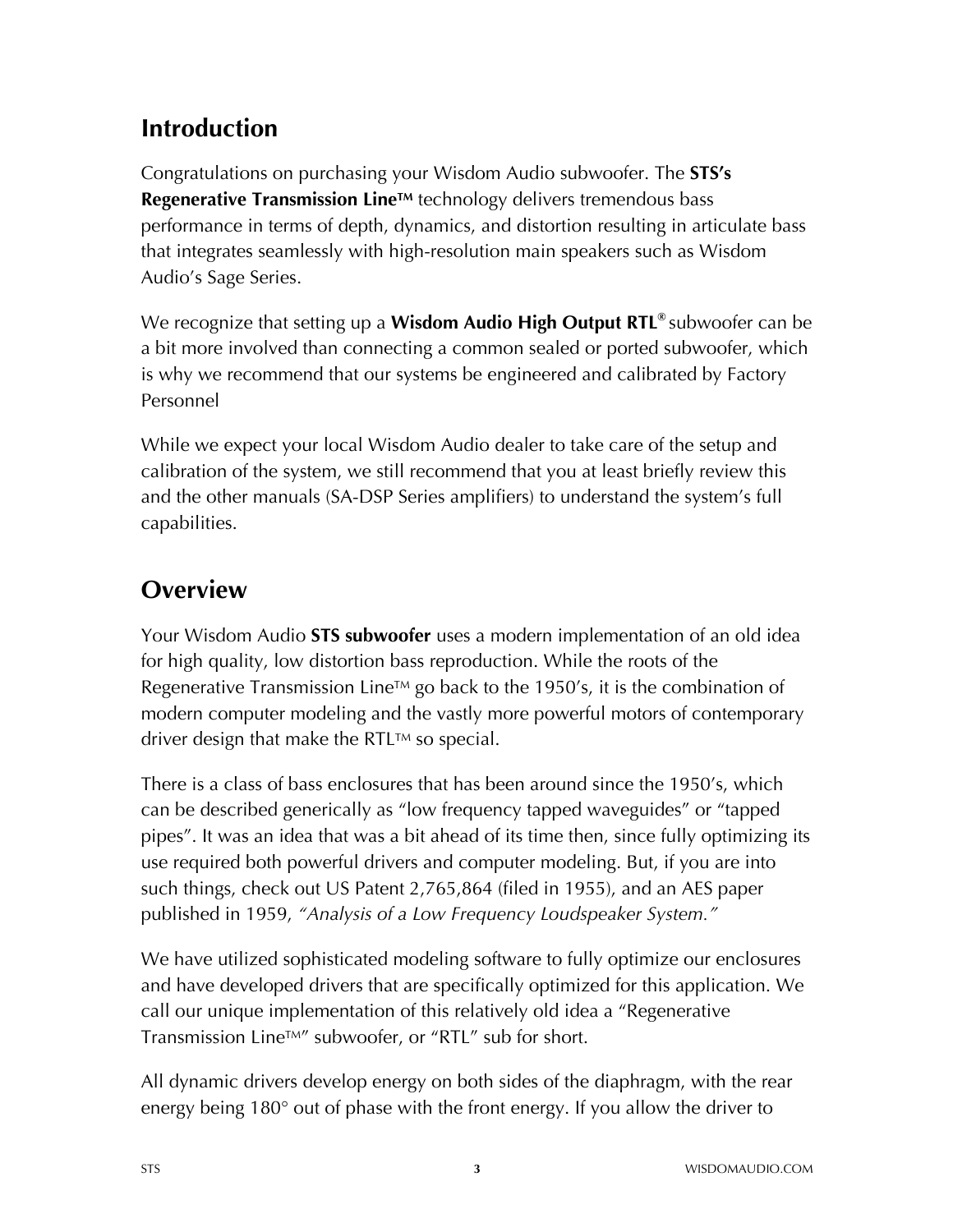## Introduction

Congratulations on purchasing your Wisdom Audio subwoofer. The **STS's Regenerative Transmission Line™** technology delivers tremendous bass performance in terms of depth, dynamics, and distortion resulting in articulate bass that integrates seamlessly with high-resolution main speakers such as Wisdom Audio's Sage Series.

We recognize that setting up a **Wisdom Audio High Output RTL®** subwoofer can be a bit more involved than connecting a common sealed or ported subwoofer, which is why we recommend that our systems be engineered and calibrated by Factory Personnel

While we expect your local Wisdom Audio dealer to take care of the setup and calibration of the system, we still recommend that you at least briefly review this and the other manuals (SA-DSP Series amplifiers) to understand the system's full capabilities.

## Overview

Your Wisdom Audio **STS subwoofer** uses a modern implementation of an old idea for high quality, low distortion bass reproduction. While the roots of the Regenerative Transmission Line™ go back to the 1950's, it is the combination of modern computer modeling and the vastly more powerful motors of contemporary driver design that make the RTL™ so special.

There is a class of bass enclosures that has been around since the 1950's, which can be described generically as "low frequency tapped waveguides" or "tapped pipes". It was an idea that was a bit ahead of its time then, since fully optimizing its use required both powerful drivers and computer modeling. But, if you are into such things, check out US Patent 2,765,864 (filed in 1955), and an AES paper published in 1959, *"Analysis of a Low Frequency Loudspeaker System."*

We have utilized sophisticated modeling software to fully optimize our enclosures and have developed drivers that are specifically optimized for this application. We call our unique implementation of this relatively old idea a "Regenerative Transmission Line™" subwoofer, or "RTL" sub for short.

All dynamic drivers develop energy on both sides of the diaphragm, with the rear energy being 180° out of phase with the front energy. If you allow the driver to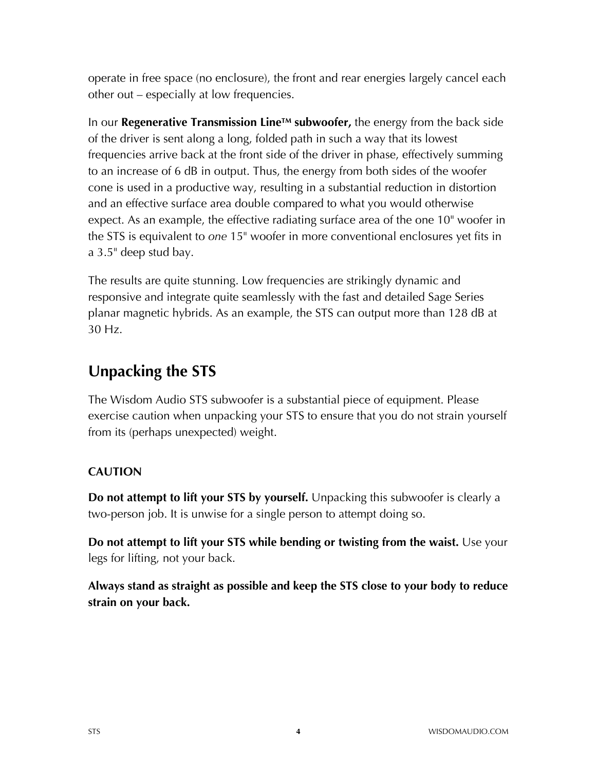operate in free space (no enclosure), the front and rear energies largely cancel each other out – especially at low frequencies.

In our **Regenerative Transmission Line™ subwoofer,** the energy from the back side of the driver is sent along a long, folded path in such a way that its lowest frequencies arrive back at the front side of the driver in phase, effectively summing to an increase of 6 dB in output. Thus, the energy from both sides of the woofer cone is used in a productive way, resulting in a substantial reduction in distortion and an effective surface area double compared to what you would otherwise expect. As an example, the effective radiating surface area of the one 10" woofer in the STS is equivalent to *one* 15" woofer in more conventional enclosures yet fits in a 3.5" deep stud bay.

The results are quite stunning. Low frequencies are strikingly dynamic and responsive and integrate quite seamlessly with the fast and detailed Sage Series planar magnetic hybrids. As an example, the STS can output more than 128 dB at 30 Hz.

## Unpacking the STS

The Wisdom Audio STS subwoofer is a substantial piece of equipment. Please exercise caution when unpacking your STS to ensure that you do not strain yourself from its (perhaps unexpected) weight.

### CAUTION

**Do not attempt to lift your STS by yourself.** Unpacking this subwoofer is clearly a two-person job. It is unwise for a single person to attempt doing so.

**Do not attempt to lift your STS while bending or twisting from the waist.** Use your legs for lifting, not your back.

**Always stand as straight as possible and keep the STS close to your body to reduce strain on your back.**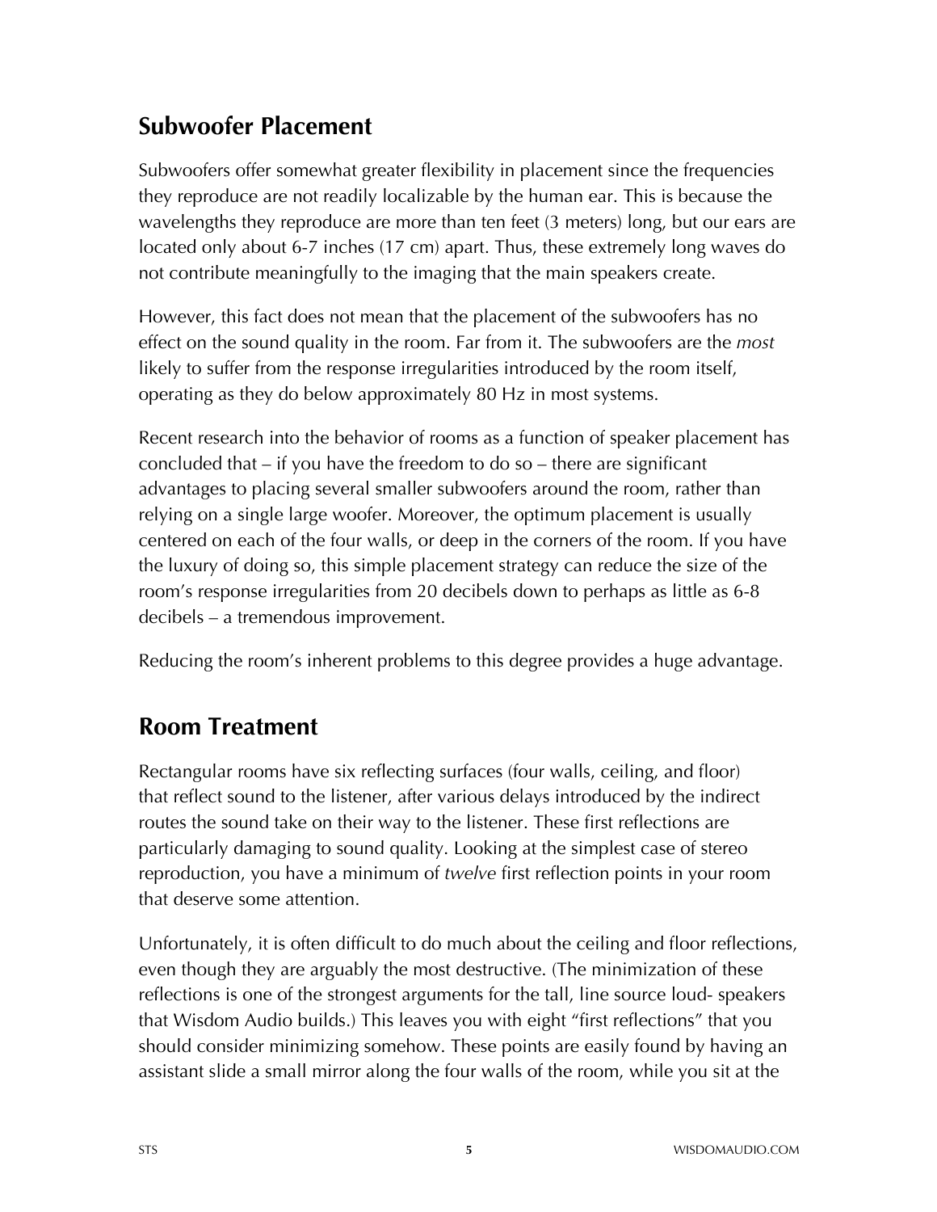## Subwoofer Placement

Subwoofers offer somewhat greater flexibility in placement since the frequencies they reproduce are not readily localizable by the human ear. This is because the wavelengths they reproduce are more than ten feet (3 meters) long, but our ears are located only about 6-7 inches (17 cm) apart. Thus, these extremely long waves do not contribute meaningfully to the imaging that the main speakers create.

However, this fact does not mean that the placement of the subwoofers has no effect on the sound quality in the room. Far from it. The subwoofers are the *most* likely to suffer from the response irregularities introduced by the room itself, operating as they do below approximately 80 Hz in most systems.

Recent research into the behavior of rooms as a function of speaker placement has concluded that – if you have the freedom to do so – there are significant advantages to placing several smaller subwoofers around the room, rather than relying on a single large woofer. Moreover, the optimum placement is usually centered on each of the four walls, or deep in the corners of the room. If you have the luxury of doing so, this simple placement strategy can reduce the size of the room's response irregularities from 20 decibels down to perhaps as little as 6-8 decibels – a tremendous improvement.

Reducing the room's inherent problems to this degree provides a huge advantage.

## Room Treatment

Rectangular rooms have six reflecting surfaces (four walls, ceiling, and floor) that reflect sound to the listener, after various delays introduced by the indirect routes the sound take on their way to the listener. These first reflections are particularly damaging to sound quality. Looking at the simplest case of stereo reproduction, you have a minimum of *twelve* first reflection points in your room that deserve some attention.

Unfortunately, it is often difficult to do much about the ceiling and floor reflections, even though they are arguably the most destructive. (The minimization of these reflections is one of the strongest arguments for the tall, line source loud- speakers that Wisdom Audio builds.) This leaves you with eight "first reflections" that you should consider minimizing somehow. These points are easily found by having an assistant slide a small mirror along the four walls of the room, while you sit at the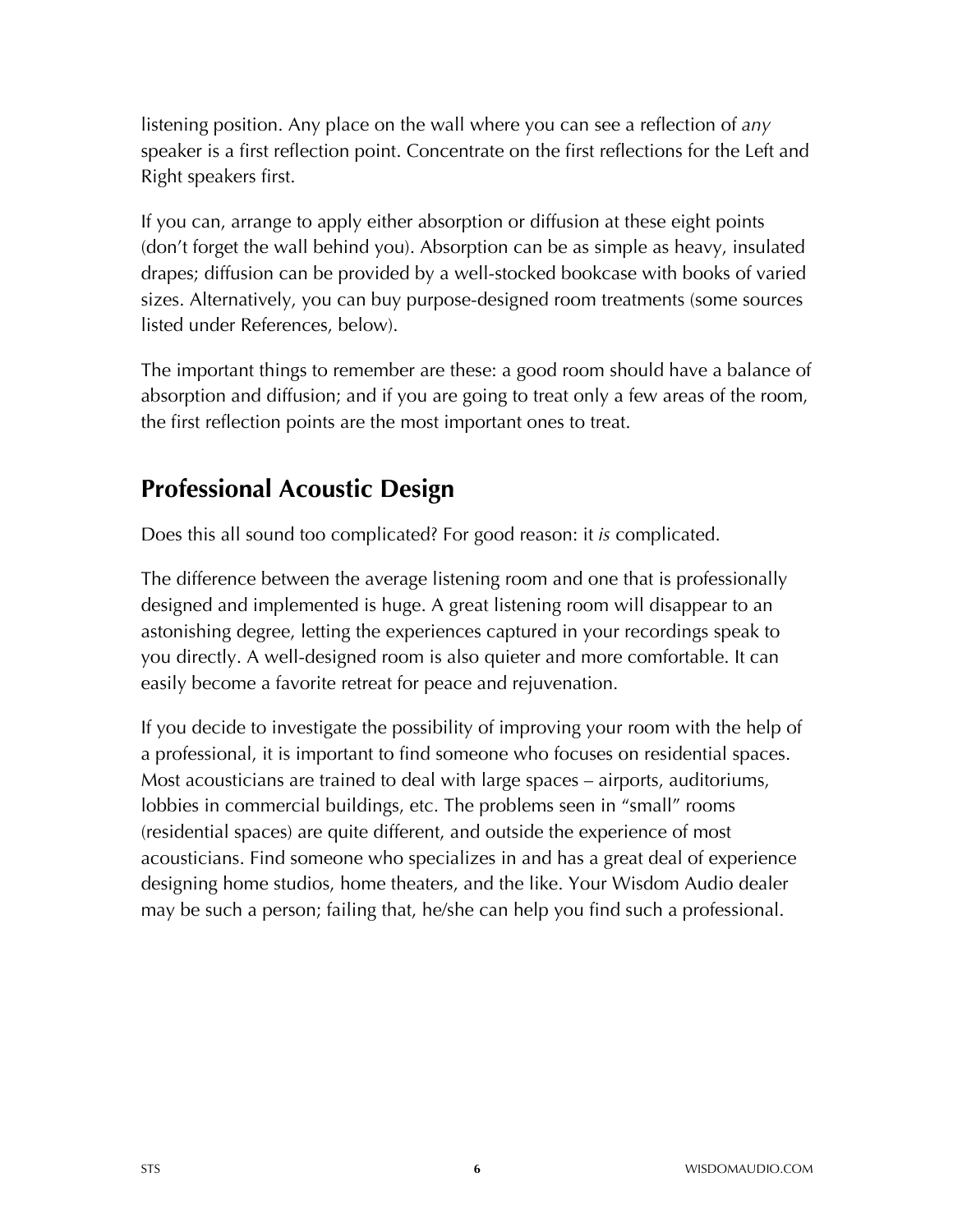listening position. Any place on the wall where you can see a reflection of *any* speaker is a first reflection point. Concentrate on the first reflections for the Left and Right speakers first.

If you can, arrange to apply either absorption or diffusion at these eight points (don't forget the wall behind you). Absorption can be as simple as heavy, insulated drapes; diffusion can be provided by a well-stocked bookcase with books of varied sizes. Alternatively, you can buy purpose-designed room treatments (some sources listed under References, below).

The important things to remember are these: a good room should have a balance of absorption and diffusion; and if you are going to treat only a few areas of the room, the first reflection points are the most important ones to treat.

## Professional Acoustic Design

Does this all sound too complicated? For good reason: it *is* complicated.

The difference between the average listening room and one that is professionally designed and implemented is huge. A great listening room will disappear to an astonishing degree, letting the experiences captured in your recordings speak to you directly. A well-designed room is also quieter and more comfortable. It can easily become a favorite retreat for peace and rejuvenation.

If you decide to investigate the possibility of improving your room with the help of a professional, it is important to find someone who focuses on residential spaces. Most acousticians are trained to deal with large spaces – airports, auditoriums, lobbies in commercial buildings, etc. The problems seen in "small" rooms (residential spaces) are quite different, and outside the experience of most acousticians. Find someone who specializes in and has a great deal of experience designing home studios, home theaters, and the like. Your Wisdom Audio dealer may be such a person; failing that, he/she can help you find such a professional.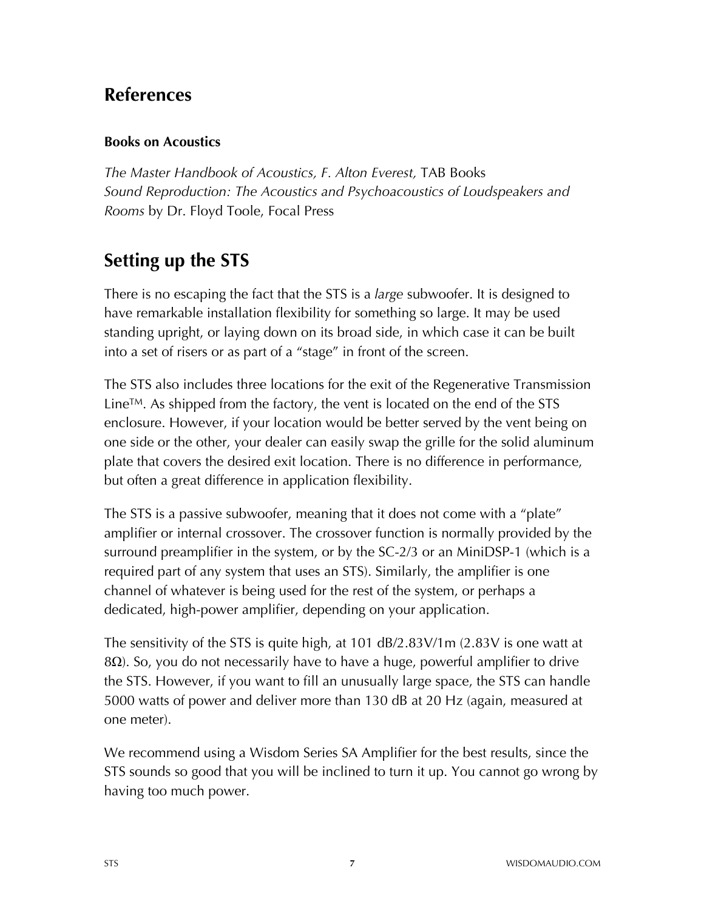## References

### Books on Acoustics

*The Master Handbook of Acoustics, F. Alton Everest,* TAB Books
*Sound Reproduction: The Acoustics and Psychoacoustics of Loudspeakers and Rooms* by Dr. Floyd Toole, Focal Press

## Setting up the STS

There is no escaping the fact that the STS is a *large* subwoofer. It is designed to have remarkable installation flexibility for something so large. It may be used standing upright, or laying down on its broad side, in which case it can be built into a set of risers or as part of a "stage" in front of the screen.

The STS also includes three locations for the exit of the Regenerative Transmission Line™. As shipped from the factory, the vent is located on the end of the STS enclosure. However, if your location would be better served by the vent being on one side or the other, your dealer can easily swap the grille for the solid aluminum plate that covers the desired exit location. There is no difference in performance, but often a great difference in application flexibility.

The STS is a passive subwoofer, meaning that it does not come with a "plate" amplifier or internal crossover. The crossover function is normally provided by the surround preamplifier in the system, or by the SC-2/3 or an MiniDSP-1 (which is a required part of any system that uses an STS). Similarly, the amplifier is one channel of whatever is being used for the rest of the system, or perhaps a dedicated, high-power amplifier, depending on your application.

The sensitivity of the STS is quite high, at 101 dB/2.83V/1m (2.83V is one watt at 8Ω). So, you do not necessarily have to have a huge, powerful amplifier to drive the STS. However, if you want to fill an unusually large space, the STS can handle 5000 watts of power and deliver more than 130 dB at 20 Hz (again, measured at one meter).

We recommend using a Wisdom Series SA Amplifier for the best results, since the STS sounds so good that you will be inclined to turn it up. You cannot go wrong by having too much power.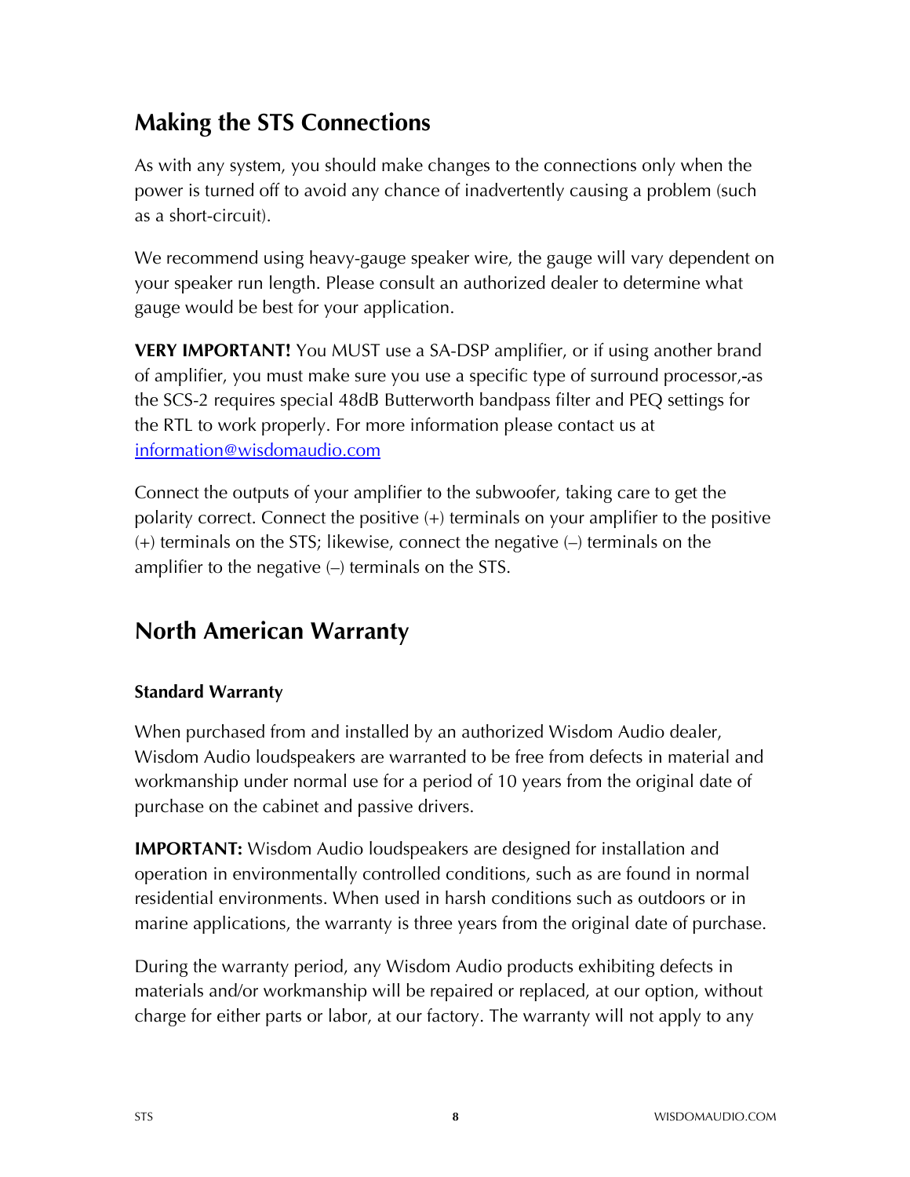## Making the STS Connections

As with any system, you should make changes to the connections only when the power is turned off to avoid any chance of inadvertently causing a problem (such as a short-circuit).

We recommend using heavy-gauge speaker wire, the gauge will vary dependent on your speaker run length. Please consult an authorized dealer to determine what gauge would be best for your application.

**VERY IMPORTANT!** You MUST use a SA-DSP amplifier, or if using another brand of amplifier, you must make sure you use a specific type of surround processor,-as the SCS-2 requires special 48dB Butterworth bandpass filter and PEQ settings for the RTL to work properly. For more information please contact us at information@wisdomaudio.com

Connect the outputs of your amplifier to the subwoofer, taking care to get the polarity correct. Connect the positive (+) terminals on your amplifier to the positive (+) terminals on the STS; likewise, connect the negative (–) terminals on the amplifier to the negative (–) terminals on the STS.

## North American Warranty

### Standard Warranty

When purchased from and installed by an authorized Wisdom Audio dealer, Wisdom Audio loudspeakers are warranted to be free from defects in material and workmanship under normal use for a period of 10 years from the original date of purchase on the cabinet and passive drivers.

**IMPORTANT:** Wisdom Audio loudspeakers are designed for installation and operation in environmentally controlled conditions, such as are found in normal residential environments. When used in harsh conditions such as outdoors or in marine applications, the warranty is three years from the original date of purchase.

During the warranty period, any Wisdom Audio products exhibiting defects in materials and/or workmanship will be repaired or replaced, at our option, without charge for either parts or labor, at our factory. The warranty will not apply to any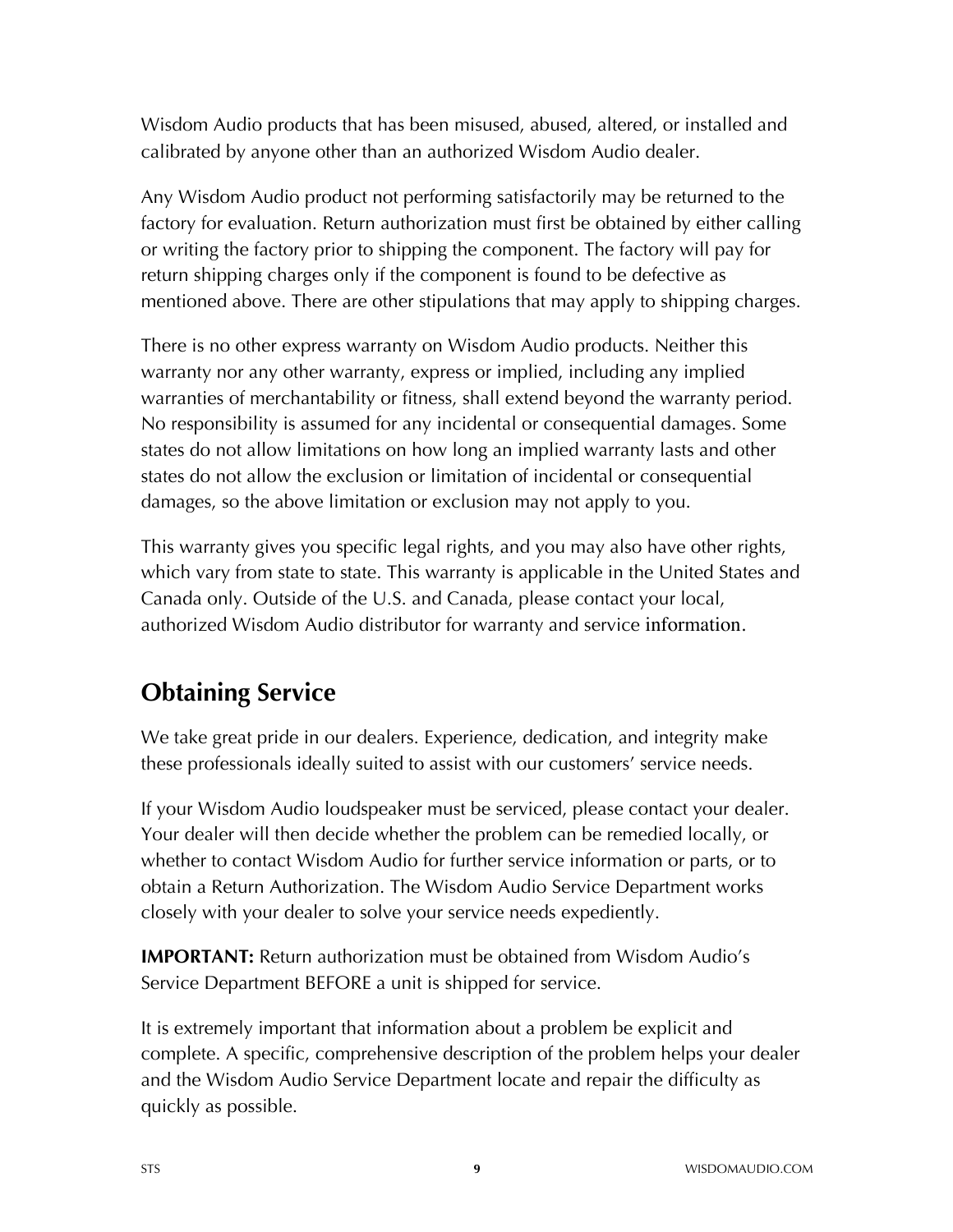Wisdom Audio products that has been misused, abused, altered, or installed and calibrated by anyone other than an authorized Wisdom Audio dealer.

Any Wisdom Audio product not performing satisfactorily may be returned to the factory for evaluation. Return authorization must first be obtained by either calling or writing the factory prior to shipping the component. The factory will pay for return shipping charges only if the component is found to be defective as mentioned above. There are other stipulations that may apply to shipping charges.

There is no other express warranty on Wisdom Audio products. Neither this warranty nor any other warranty, express or implied, including any implied warranties of merchantability or fitness, shall extend beyond the warranty period. No responsibility is assumed for any incidental or consequential damages. Some states do not allow limitations on how long an implied warranty lasts and other states do not allow the exclusion or limitation of incidental or consequential damages, so the above limitation or exclusion may not apply to you.

This warranty gives you specific legal rights, and you may also have other rights, which vary from state to state. This warranty is applicable in the United States and Canada only. Outside of the U.S. and Canada, please contact your local, authorized Wisdom Audio distributor for warranty and service information.

## Obtaining Service

We take great pride in our dealers. Experience, dedication, and integrity make these professionals ideally suited to assist with our customers' service needs.

If your Wisdom Audio loudspeaker must be serviced, please contact your dealer. Your dealer will then decide whether the problem can be remedied locally, or whether to contact Wisdom Audio for further service information or parts, or to obtain a Return Authorization. The Wisdom Audio Service Department works closely with your dealer to solve your service needs expediently.

**IMPORTANT:** Return authorization must be obtained from Wisdom Audio's Service Department BEFORE a unit is shipped for service.

It is extremely important that information about a problem be explicit and complete. A specific, comprehensive description of the problem helps your dealer and the Wisdom Audio Service Department locate and repair the difficulty as quickly as possible.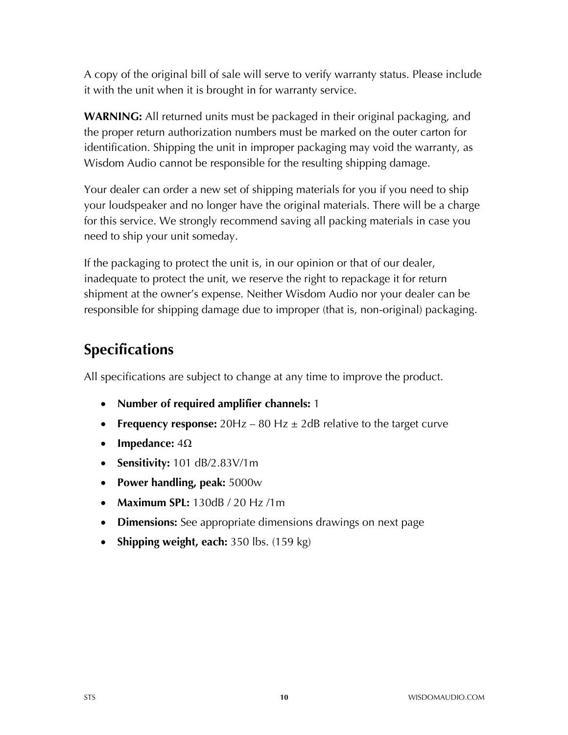A copy of the original bill of sale will serve to verify warranty status. Please include it with the unit when it is brought in for warranty service.

**WARNING:** All returned units must be packaged in their original packaging, and the proper return authorization numbers must be marked on the outer carton for identification. Shipping the unit in improper packaging may void the warranty, as Wisdom Audio cannot be responsible for the resulting shipping damage.

Your dealer can order a new set of shipping materials for you if you need to ship your loudspeaker and no longer have the original materials. There will be a charge for this service. We strongly recommend saving all packing materials in case you need to ship your unit someday.

If the packaging to protect the unit is, in our opinion or that of our dealer, inadequate to protect the unit, we reserve the right to repackage it for return shipment at the owner's expense. Neither Wisdom Audio nor your dealer can be responsible for shipping damage due to improper (that is, non-original) packaging.

## Specifications

All specifications are subject to change at any time to improve the product.

- **Number of required amplifier channels:** 1
- **Frequency response:** 20Hz – 80 Hz ± 2dB relative to the target curve
- **Impedance:** 4Ω
- **Sensitivity:** 101 dB/2.83V/1m
- **Power handling, peak:** 5000w
- **Maximum SPL:** 130dB / 20 Hz /1m
- **Dimensions:** See appropriate dimensions drawings on next page
- **Shipping weight, each:** 350 lbs. (159 kg)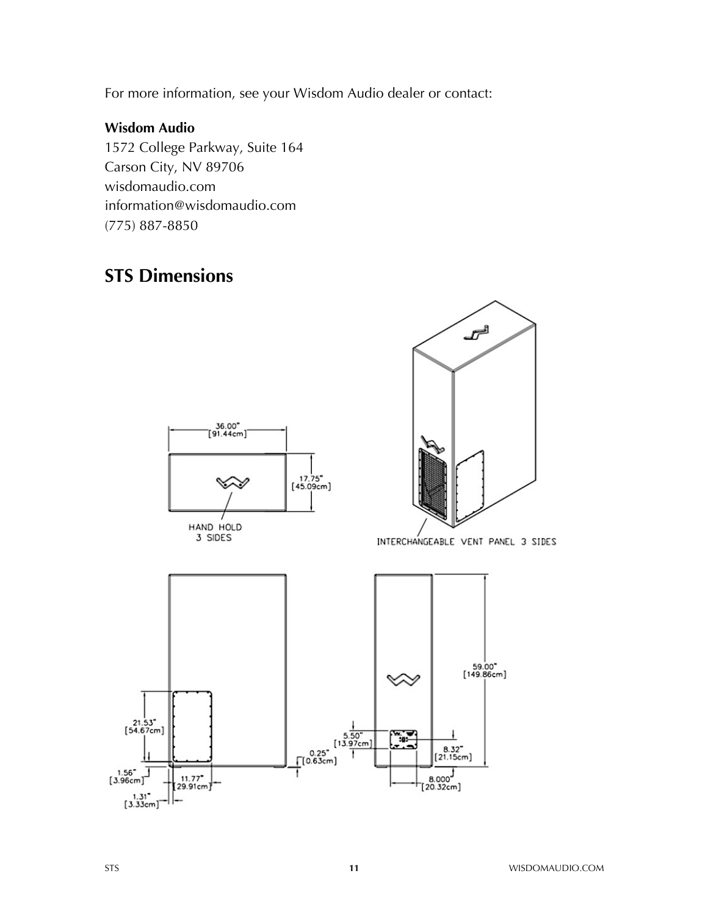For more information, see your Wisdom Audio dealer or contact:

**Wisdom Audio**
1572 College Parkway, Suite 164
Carson City, NV 89706
wisdomaudio.com
information@wisdomaudio.com
(775) 887-8850

## STS Dimensions

36.00"
[91.44cm]

17.75"
[45.09cm]

HAND HOLD
3 SIDES

INTERCHANGEABLE VENT PANEL 3 SIDES

21.53"
[54.67cm]

1.56"
[3.96cm]

11.77"
[29.91cm]

1.31"
[3.33cm]

0.25"
[0.63cm]

5.50"
[13.97cm]

8.32"
[21.15cm]

8.000"
[20.32cm]

59.00"
[149.86cm]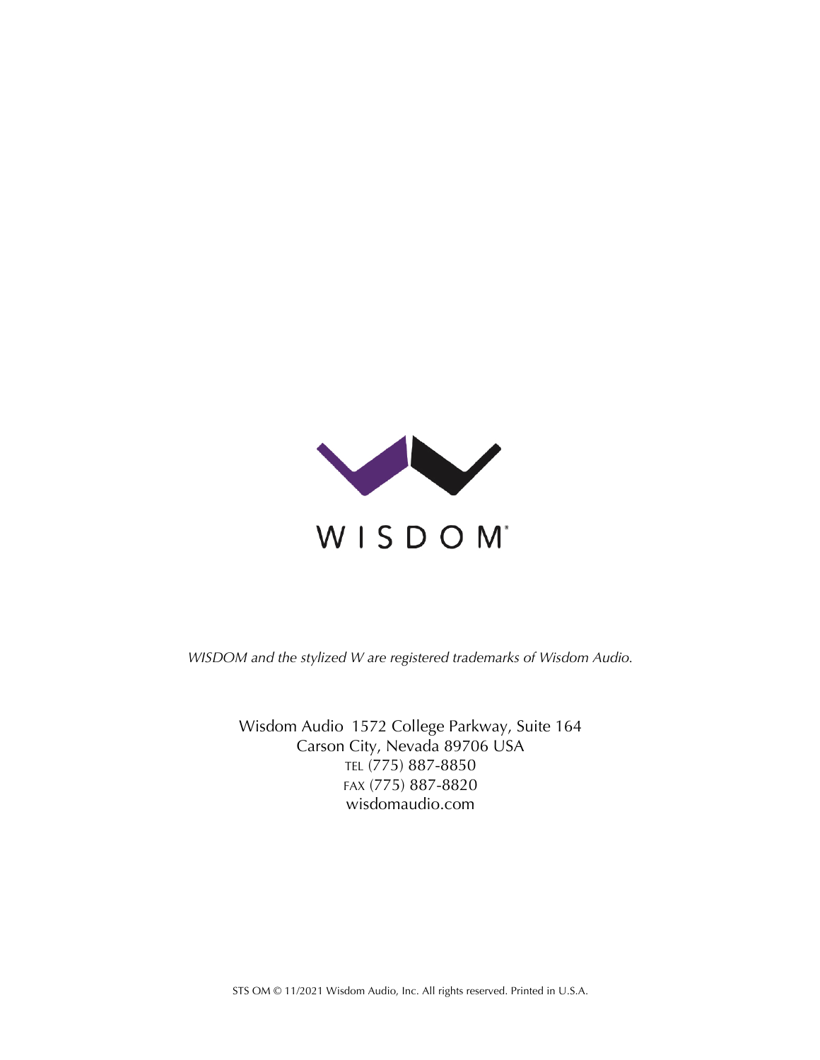WISDOM®

*WISDOM and the stylized W are registered trademarks of Wisdom Audio.*

Wisdom Audio 1572 College Parkway, Suite 164
Carson City, Nevada 89706 USA
TEL (775) 887-8850
FAX (775) 887-8820
wisdomaudio.com

STS OM © 11/2021 Wisdom Audio, Inc. All rights reserved. Printed in U.S.A.